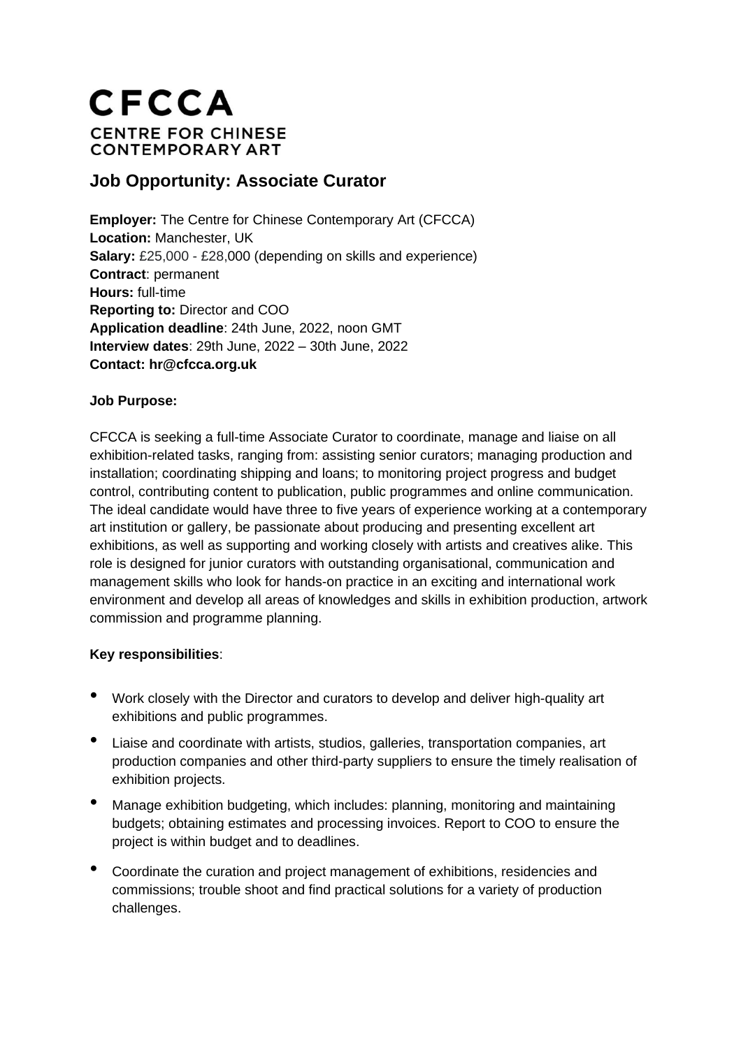# CFCCA

CENTRE FOR CHINESE CONTEMPORARY ART

## Job Opportunity: Associate Curator

**Employer:** The Centre for Chinese Contemporary Art (CFCCA)
**Location:** Manchester, UK
**Salary:** £25,000 - £28,000 (depending on skills and experience)
**Contract**: permanent
**Hours:** full-time
**Reporting to:** Director and COO
**Application deadline**: 24th June, 2022, noon GMT
**Interview dates**: 29th June, 2022 – 30th June, 2022
**Contact: hr@cfcca.org.uk**

**Job Purpose:**

CFCCA is seeking a full-time Associate Curator to coordinate, manage and liaise on all exhibition-related tasks, ranging from: assisting senior curators; managing production and installation; coordinating shipping and loans; to monitoring project progress and budget control, contributing content to publication, public programmes and online communication. The ideal candidate would have three to five years of experience working at a contemporary art institution or gallery, be passionate about producing and presenting excellent art exhibitions, as well as supporting and working closely with artists and creatives alike. This role is designed for junior curators with outstanding organisational, communication and management skills who look for hands-on practice in an exciting and international work environment and develop all areas of knowledges and skills in exhibition production, artwork commission and programme planning.

**Key responsibilities**:

- Work closely with the Director and curators to develop and deliver high-quality art exhibitions and public programmes.
- Liaise and coordinate with artists, studios, galleries, transportation companies, art production companies and other third-party suppliers to ensure the timely realisation of exhibition projects.
- Manage exhibition budgeting, which includes: planning, monitoring and maintaining budgets; obtaining estimates and processing invoices. Report to COO to ensure the project is within budget and to deadlines.
- Coordinate the curation and project management of exhibitions, residencies and commissions; trouble shoot and find practical solutions for a variety of production challenges.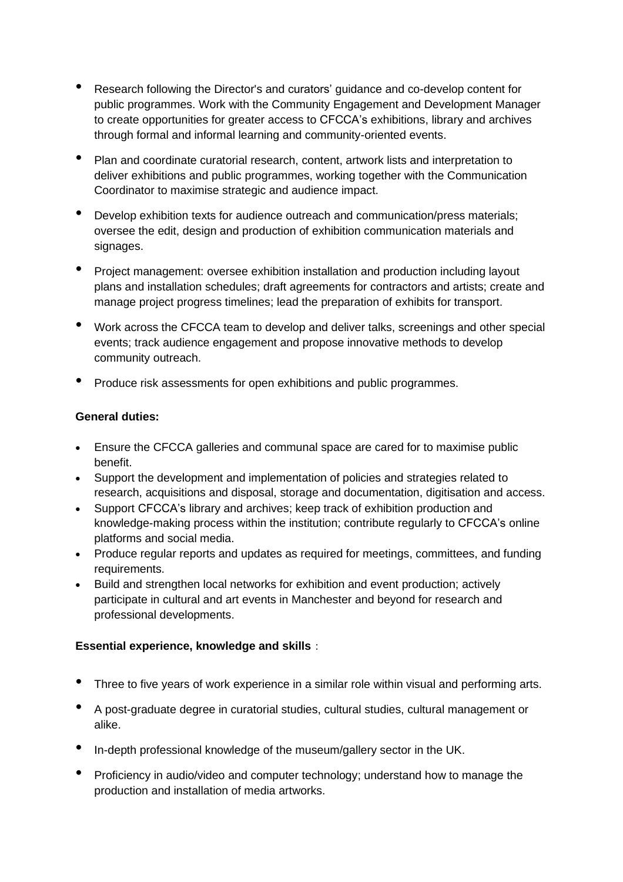- Research following the Director's and curators' guidance and co-develop content for public programmes. Work with the Community Engagement and Development Manager to create opportunities for greater access to CFCCA's exhibitions, library and archives through formal and informal learning and community-oriented events.
- Plan and coordinate curatorial research, content, artwork lists and interpretation to deliver exhibitions and public programmes, working together with the Communication Coordinator to maximise strategic and audience impact.
- Develop exhibition texts for audience outreach and communication/press materials; oversee the edit, design and production of exhibition communication materials and signages.
- Project management: oversee exhibition installation and production including layout plans and installation schedules; draft agreements for contractors and artists; create and manage project progress timelines; lead the preparation of exhibits for transport.
- Work across the CFCCA team to develop and deliver talks, screenings and other special events; track audience engagement and propose innovative methods to develop community outreach.
- Produce risk assessments for open exhibitions and public programmes.

**General duties:**

- Ensure the CFCCA galleries and communal space are cared for to maximise public benefit.
- Support the development and implementation of policies and strategies related to research, acquisitions and disposal, storage and documentation, digitisation and access.
- Support CFCCA's library and archives; keep track of exhibition production and knowledge-making process within the institution; contribute regularly to CFCCA's online platforms and social media.
- Produce regular reports and updates as required for meetings, committees, and funding requirements.
- Build and strengthen local networks for exhibition and event production; actively participate in cultural and art events in Manchester and beyond for research and professional developments.

**Essential experience, knowledge and skills**：

- Three to five years of work experience in a similar role within visual and performing arts.
- A post-graduate degree in curatorial studies, cultural studies, cultural management or alike.
- In-depth professional knowledge of the museum/gallery sector in the UK.
- Proficiency in audio/video and computer technology; understand how to manage the production and installation of media artworks.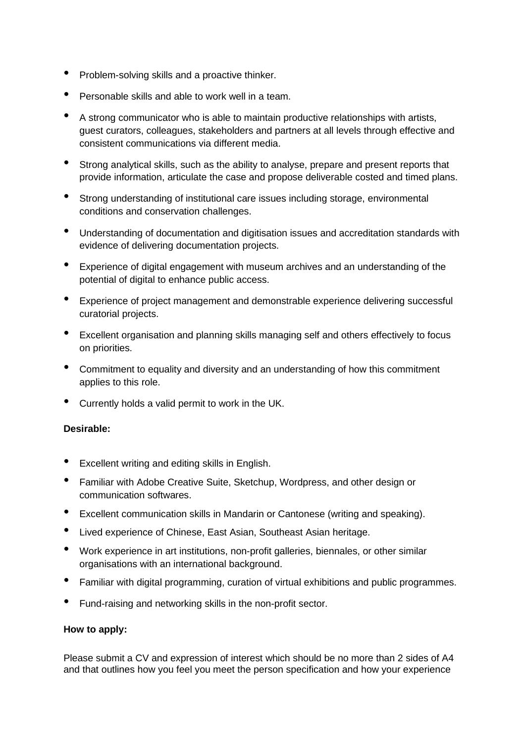- Problem-solving skills and a proactive thinker.
- Personable skills and able to work well in a team.
- A strong communicator who is able to maintain productive relationships with artists, guest curators, colleagues, stakeholders and partners at all levels through effective and consistent communications via different media.
- Strong analytical skills, such as the ability to analyse, prepare and present reports that provide information, articulate the case and propose deliverable costed and timed plans.
- Strong understanding of institutional care issues including storage, environmental conditions and conservation challenges.
- Understanding of documentation and digitisation issues and accreditation standards with evidence of delivering documentation projects.
- Experience of digital engagement with museum archives and an understanding of the potential of digital to enhance public access.
- Experience of project management and demonstrable experience delivering successful curatorial projects.
- Excellent organisation and planning skills managing self and others effectively to focus on priorities.
- Commitment to equality and diversity and an understanding of how this commitment applies to this role.
- Currently holds a valid permit to work in the UK.

**Desirable:**

- Excellent writing and editing skills in English.
- Familiar with Adobe Creative Suite, Sketchup, Wordpress, and other design or communication softwares.
- Excellent communication skills in Mandarin or Cantonese (writing and speaking).
- Lived experience of Chinese, East Asian, Southeast Asian heritage.
- Work experience in art institutions, non-profit galleries, biennales, or other similar organisations with an international background.
- Familiar with digital programming, curation of virtual exhibitions and public programmes.
- Fund-raising and networking skills in the non-profit sector.

**How to apply:**

Please submit a CV and expression of interest which should be no more than 2 sides of A4 and that outlines how you feel you meet the person specification and how your experience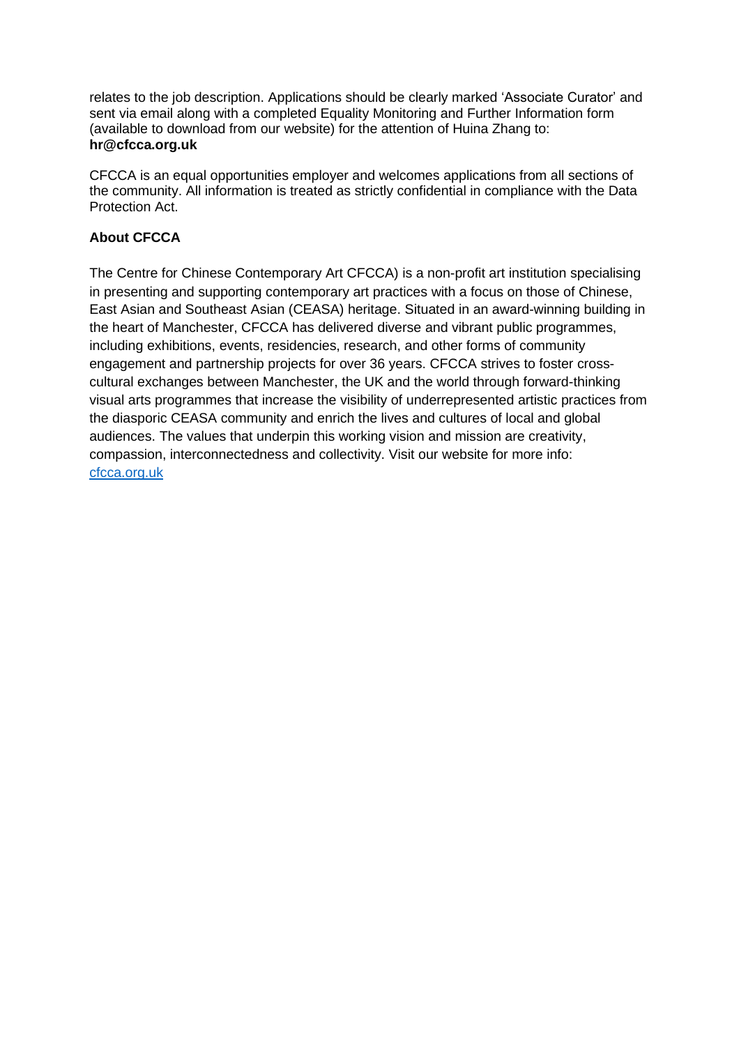relates to the job description. Applications should be clearly marked 'Associate Curator' and sent via email along with a completed Equality Monitoring and Further Information form (available to download from our website) for the attention of Huina Zhang to:
**hr@cfcca.org.uk**

CFCCA is an equal opportunities employer and welcomes applications from all sections of the community. All information is treated as strictly confidential in compliance with the Data Protection Act.

**About CFCCA**

The Centre for Chinese Contemporary Art CFCCA) is a non-profit art institution specialising in presenting and supporting contemporary art practices with a focus on those of Chinese, East Asian and Southeast Asian (CEASA) heritage. Situated in an award-winning building in the heart of Manchester, CFCCA has delivered diverse and vibrant public programmes, including exhibitions, events, residencies, research, and other forms of community engagement and partnership projects for over 36 years. CFCCA strives to foster cross-cultural exchanges between Manchester, the UK and the world through forward-thinking visual arts programmes that increase the visibility of underrepresented artistic practices from the diasporic CEASA community and enrich the lives and cultures of local and global audiences. The values that underpin this working vision and mission are creativity, compassion, interconnectedness and collectivity. Visit our website for more info: [cfcca.org.uk](cfcca.org.uk)